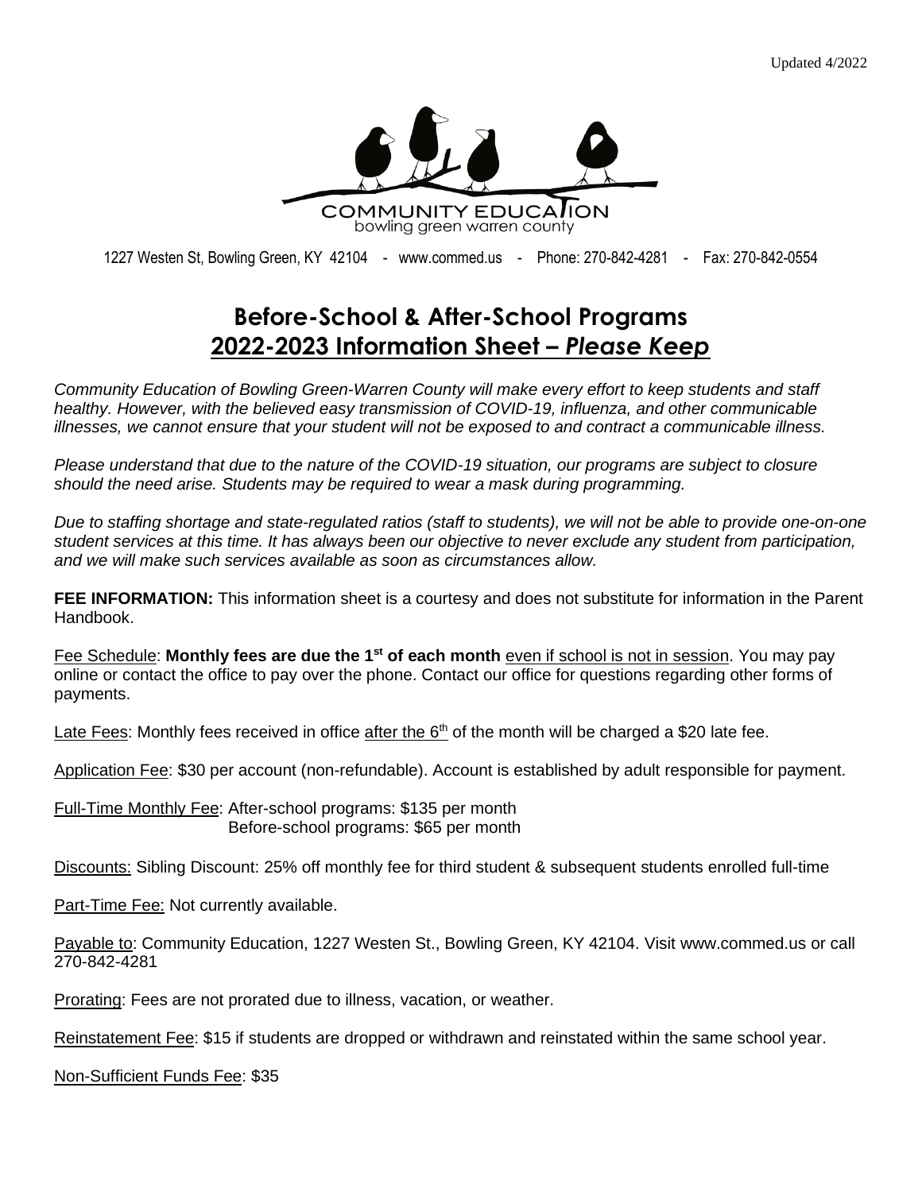Updated 4/2022

COMMUNITY EDUCATION
bowling green warren county

1227 Westen St, Bowling Green, KY 42104 - www.commed.us - Phone: 270-842-4281 - Fax: 270-842-0554

# Before-School & After-School Programs
## 2022-2023 Information Sheet – *Please Keep*

*Community Education of Bowling Green-Warren County will make every effort to keep students and staff healthy. However, with the believed easy transmission of COVID-19, influenza, and other communicable illnesses, we cannot ensure that your student will not be exposed to and contract a communicable illness.*

*Please understand that due to the nature of the COVID-19 situation, our programs are subject to closure should the need arise. Students may be required to wear a mask during programming.*

*Due to staffing shortage and state-regulated ratios (staff to students), we will not be able to provide one-on-one student services at this time. It has always been our objective to never exclude any student from participation, and we will make such services available as soon as circumstances allow.*

**FEE INFORMATION:** This information sheet is a courtesy and does not substitute for information in the Parent Handbook.

Fee Schedule: **Monthly fees are due the 1st of each month** even if school is not in session. You may pay online or contact the office to pay over the phone. Contact our office for questions regarding other forms of payments.

Late Fees: Monthly fees received in office after the 6th of the month will be charged a $20 late fee.

Application Fee: $30 per account (non-refundable). Account is established by adult responsible for payment.

Full-Time Monthly Fee: After-school programs: $135 per month
Before-school programs: $65 per month

Discounts: Sibling Discount: 25% off monthly fee for third student & subsequent students enrolled full-time

Part-Time Fee: Not currently available.

Payable to: Community Education, 1227 Westen St., Bowling Green, KY 42104. Visit www.commed.us or call 270-842-4281

Prorating: Fees are not prorated due to illness, vacation, or weather.

Reinstatement Fee: $15 if students are dropped or withdrawn and reinstated within the same school year.

Non-Sufficient Funds Fee: $35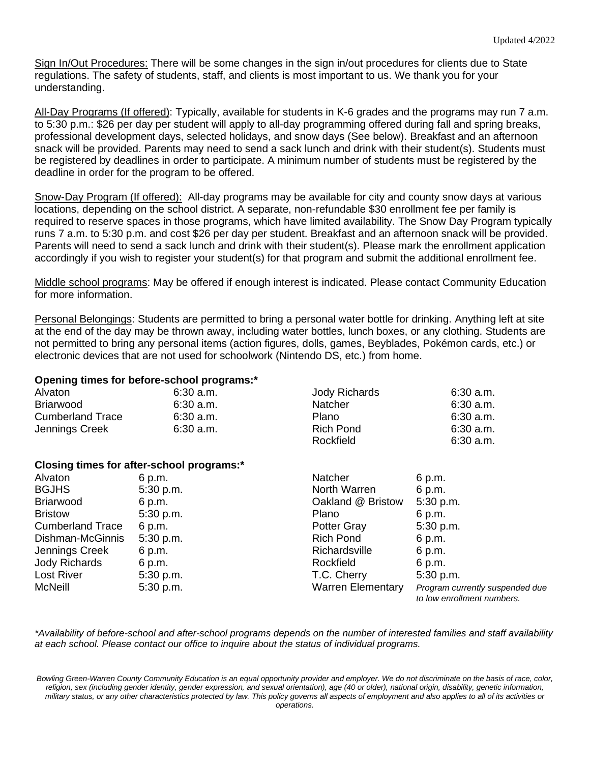Updated 4/2022

Sign In/Out Procedures: There will be some changes in the sign in/out procedures for clients due to State regulations. The safety of students, staff, and clients is most important to us. We thank you for your understanding.

All-Day Programs (If offered): Typically, available for students in K-6 grades and the programs may run 7 a.m. to 5:30 p.m.: $26 per day per student will apply to all-day programming offered during fall and spring breaks, professional development days, selected holidays, and snow days (See below). Breakfast and an afternoon snack will be provided. Parents may need to send a sack lunch and drink with their student(s). Students must be registered by deadlines in order to participate. A minimum number of students must be registered by the deadline in order for the program to be offered.

Snow-Day Program (If offered): All-day programs may be available for city and county snow days at various locations, depending on the school district. A separate, non-refundable $30 enrollment fee per family is required to reserve spaces in those programs, which have limited availability. The Snow Day Program typically runs 7 a.m. to 5:30 p.m. and cost $26 per day per student. Breakfast and an afternoon snack will be provided. Parents will need to send a sack lunch and drink with their student(s). Please mark the enrollment application accordingly if you wish to register your student(s) for that program and submit the additional enrollment fee.

Middle school programs: May be offered if enough interest is indicated. Please contact Community Education for more information.

Personal Belongings: Students are permitted to bring a personal water bottle for drinking. Anything left at site at the end of the day may be thrown away, including water bottles, lunch boxes, or any clothing. Students are not permitted to bring any personal items (action figures, dolls, games, Beyblades, Pokémon cards, etc.) or electronic devices that are not used for schoolwork (Nintendo DS, etc.) from home.

**Opening times for before-school programs:***

| | | | |
|---|---|---|---|
| Alvaton | 6:30 a.m. | Jody Richards | 6:30 a.m. |
| Briarwood | 6:30 a.m. | Natcher | 6:30 a.m. |
| Cumberland Trace | 6:30 a.m. | Plano | 6:30 a.m. |
| Jennings Creek | 6:30 a.m. | Rich Pond | 6:30 a.m. |
| | | Rockfield | 6:30 a.m. |

**Closing times for after-school programs:***

| | | | |
|---|---|---|---|
| Alvaton | 6 p.m. | Natcher | 6 p.m. |
| BGJHS | 5:30 p.m. | North Warren | 6 p.m. |
| Briarwood | 6 p.m. | Oakland @ Bristow | 5:30 p.m. |
| Bristow | 5:30 p.m. | Plano | 6 p.m. |
| Cumberland Trace | 6 p.m. | Potter Gray | 5:30 p.m. |
| Dishman-McGinnis | 5:30 p.m. | Rich Pond | 6 p.m. |
| Jennings Creek | 6 p.m. | Richardsville | 6 p.m. |
| Jody Richards | 6 p.m. | Rockfield | 6 p.m. |
| Lost River | 5:30 p.m. | T.C. Cherry | 5:30 p.m. |
| McNeill | 5:30 p.m. | Warren Elementary | *Program currently suspended due to low enrollment numbers.* |

*\*Availability of before-school and after-school programs depends on the number of interested families and staff availability at each school. Please contact our office to inquire about the status of individual programs.*

*Bowling Green-Warren County Community Education is an equal opportunity provider and employer. We do not discriminate on the basis of race, color, religion, sex (including gender identity, gender expression, and sexual orientation), age (40 or older), national origin, disability, genetic information, military status, or any other characteristics protected by law. This policy governs all aspects of employment and also applies to all of its activities or operations.*